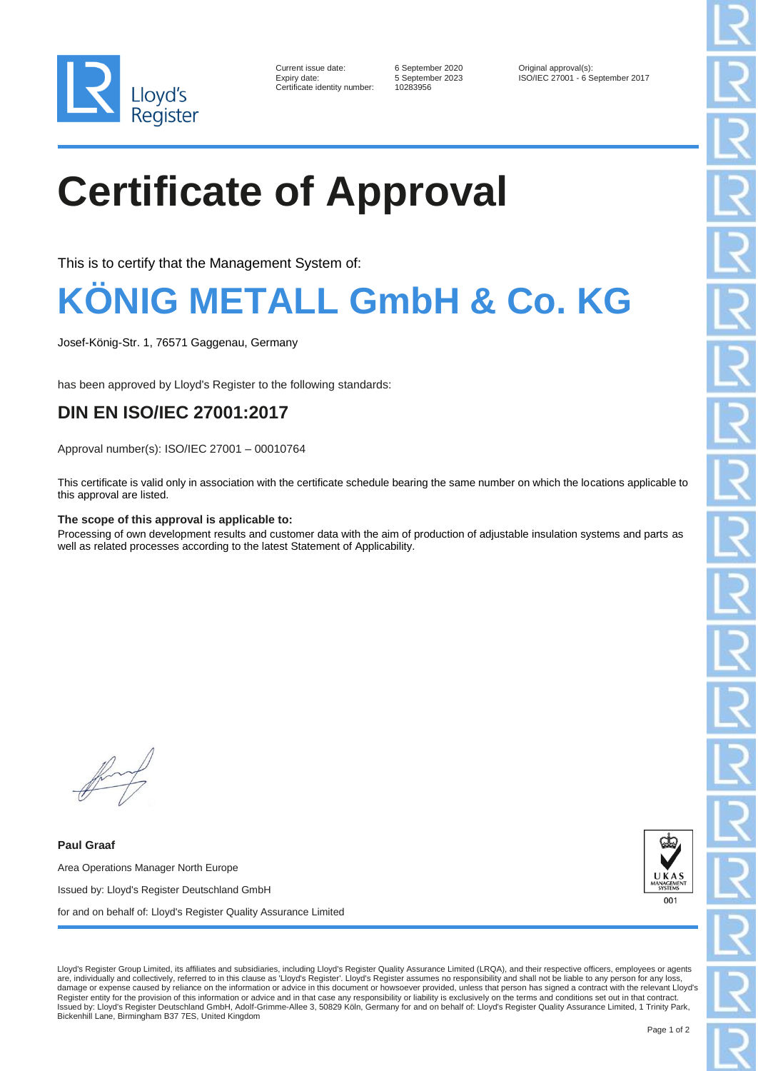Current issue date: 6 September 2020
Expiry date: 5 September 2023
Certificate identity number: 10283956

Original approval(s):
ISO/IEC 27001 - 6 September 2017

# Certificate of Approval

This is to certify that the Management System of:

# KÖNIG METALL GmbH & Co. KG

Josef-König-Str. 1, 76571 Gaggenau, Germany

has been approved by Lloyd's Register to the following standards:

## DIN EN ISO/IEC 27001:2017

Approval number(s): ISO/IEC 27001 – 00010764

This certificate is valid only in association with the certificate schedule bearing the same number on which the locations applicable to this approval are listed.

**The scope of this approval is applicable to:**
Processing of own development results and customer data with the aim of production of adjustable insulation systems and parts as well as related processes according to the latest Statement of Applicability.

**Paul Graaf**

Area Operations Manager North Europe

Issued by: Lloyd's Register Deutschland GmbH

for and on behalf of: Lloyd's Register Quality Assurance Limited

UKAS MANAGEMENT SYSTEMS 001

Lloyd's Register Group Limited, its affiliates and subsidiaries, including Lloyd's Register Quality Assurance Limited (LRQA), and their respective officers, employees or agents are, individually and collectively, referred to in this clause as 'Lloyd's Register'. Lloyd's Register assumes no responsibility and shall not be liable to any person for any loss, damage or expense caused by reliance on the information or advice in this document or howsoever provided, unless that person has signed a contract with the relevant Lloyd's Register entity for the provision of this information or advice and in that case any responsibility or liability is exclusively on the terms and conditions set out in that contract.
Issued by: Lloyd's Register Deutschland GmbH, Adolf-Grimme-Allee 3, 50829 Köln, Germany for and on behalf of: Lloyd's Register Quality Assurance Limited, 1 Trinity Park, Bickenhill Lane, Birmingham B37 7ES, United Kingdom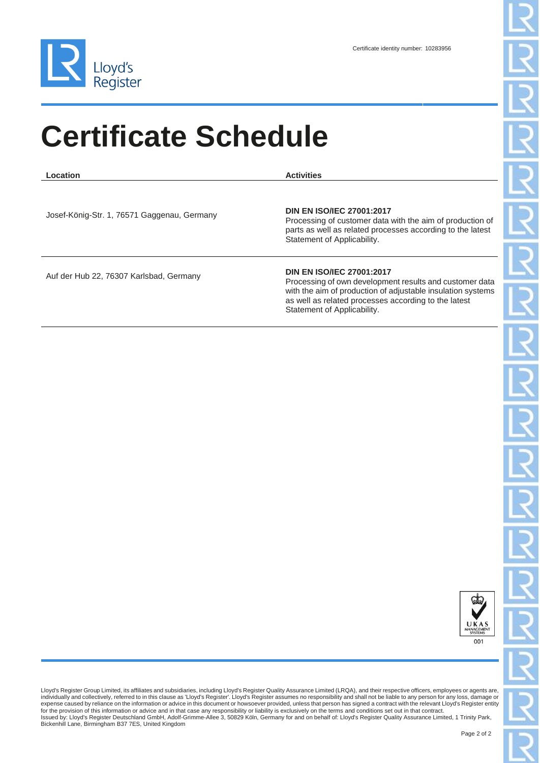Certificate identity number: 10283956

# Certificate Schedule

| Location | Activities |
| --- | --- |
| Josef-König-Str. 1, 76571 Gaggenau, Germany | **DIN EN ISO/IEC 27001:2017**<br>Processing of customer data with the aim of production of parts as well as related processes according to the latest Statement of Applicability. |
| Auf der Hub 22, 76307 Karlsbad, Germany | **DIN EN ISO/IEC 27001:2017**<br>Processing of own development results and customer data with the aim of production of adjustable insulation systems as well as related processes according to the latest Statement of Applicability. |

UKAS MANAGEMENT SYSTEMS
001

Lloyd's Register Group Limited, its affiliates and subsidiaries, including Lloyd's Register Quality Assurance Limited (LRQA), and their respective officers, employees or agents are, individually and collectively, referred to in this clause as 'Lloyd's Register'. Lloyd's Register assumes no responsibility and shall not be liable to any person for any loss, damage or expense caused by reliance on the information or advice in this document or howsoever provided, unless that person has signed a contract with the relevant Lloyd's Register entity for the provision of this information or advice and in that case any responsibility or liability is exclusively on the terms and conditions set out in that contract.
Issued by: Lloyd's Register Deutschland GmbH, Adolf-Grimme-Allee 3, 50829 Köln, Germany for and on behalf of: Lloyd's Register Quality Assurance Limited, 1 Trinity Park, Bickenhill Lane, Birmingham B37 7ES, United Kingdom